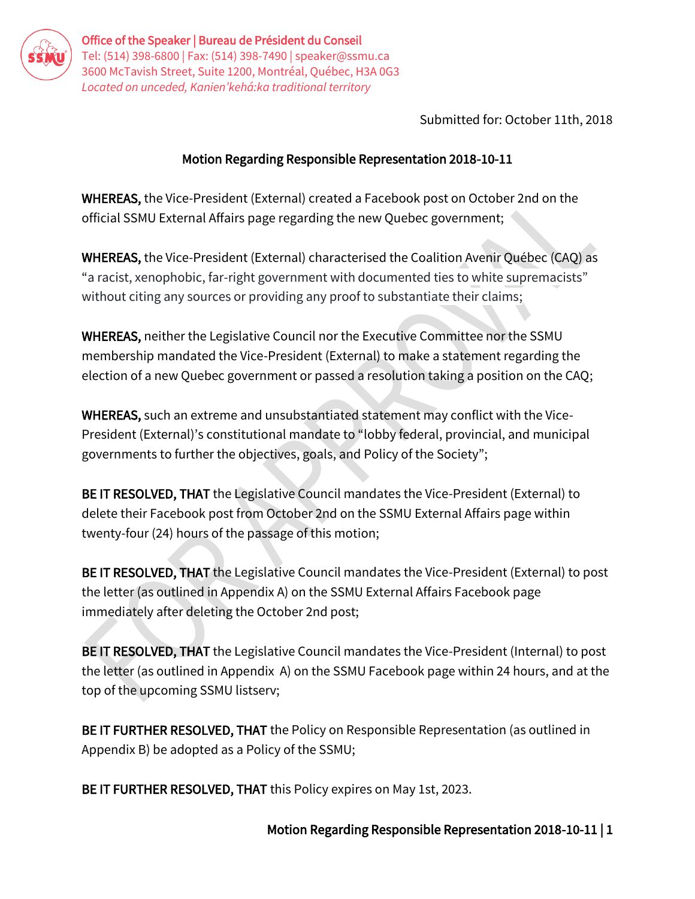**Office of the Speaker | Bureau de Président du Conseil**
Tel: (514) 398-6800 | Fax: (514) 398-7490 | speaker@ssmu.ca
3600 McTavish Street, Suite 1200, Montréal, Québec, H3A 0G3
*Located on unceded, Kanien'kehá:ka traditional territory*

Submitted for: October 11th, 2018

## Motion Regarding Responsible Representation 2018-10-11

**WHEREAS,** the Vice-President (External) created a Facebook post on October 2nd on the official SSMU External Affairs page regarding the new Quebec government;

**WHEREAS,** the Vice-President (External) characterised the Coalition Avenir Québec (CAQ) as "a racist, xenophobic, far-right government with documented ties to white supremacists" without citing any sources or providing any proof to substantiate their claims;

**WHEREAS,** neither the Legislative Council nor the Executive Committee nor the SSMU membership mandated the Vice-President (External) to make a statement regarding the election of a new Quebec government or passed a resolution taking a position on the CAQ;

**WHEREAS,** such an extreme and unsubstantiated statement may conflict with the Vice-President (External)'s constitutional mandate to "lobby federal, provincial, and municipal governments to further the objectives, goals, and Policy of the Society";

**BE IT RESOLVED, THAT** the Legislative Council mandates the Vice-President (External) to delete their Facebook post from October 2nd on the SSMU External Affairs page within twenty-four (24) hours of the passage of this motion;

**BE IT RESOLVED, THAT** the Legislative Council mandates the Vice-President (External) to post the letter (as outlined in Appendix A) on the SSMU External Affairs Facebook page immediately after deleting the October 2nd post;

**BE IT RESOLVED, THAT** the Legislative Council mandates the Vice-President (Internal) to post the letter (as outlined in Appendix A) on the SSMU Facebook page within 24 hours, and at the top of the upcoming SSMU listserv;

**BE IT FURTHER RESOLVED, THAT** the Policy on Responsible Representation (as outlined in Appendix B) be adopted as a Policy of the SSMU;

**BE IT FURTHER RESOLVED, THAT** this Policy expires on May 1st, 2023.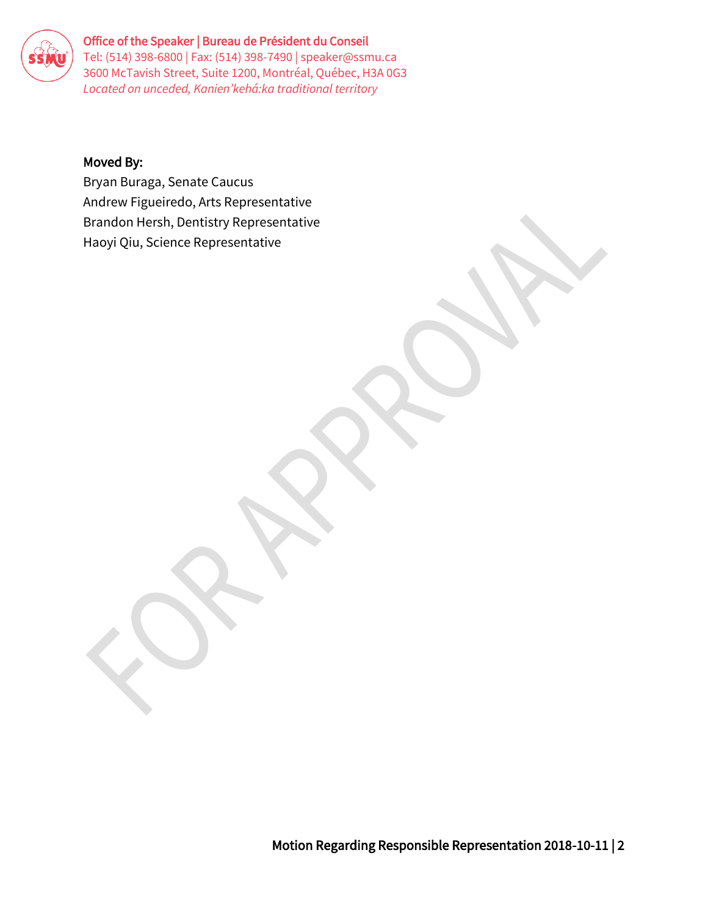**Moved By:**

Bryan Buraga, Senate Caucus
Andrew Figueiredo, Arts Representative
Brandon Hersh, Dentistry Representative
Haoyi Qiu, Science Representative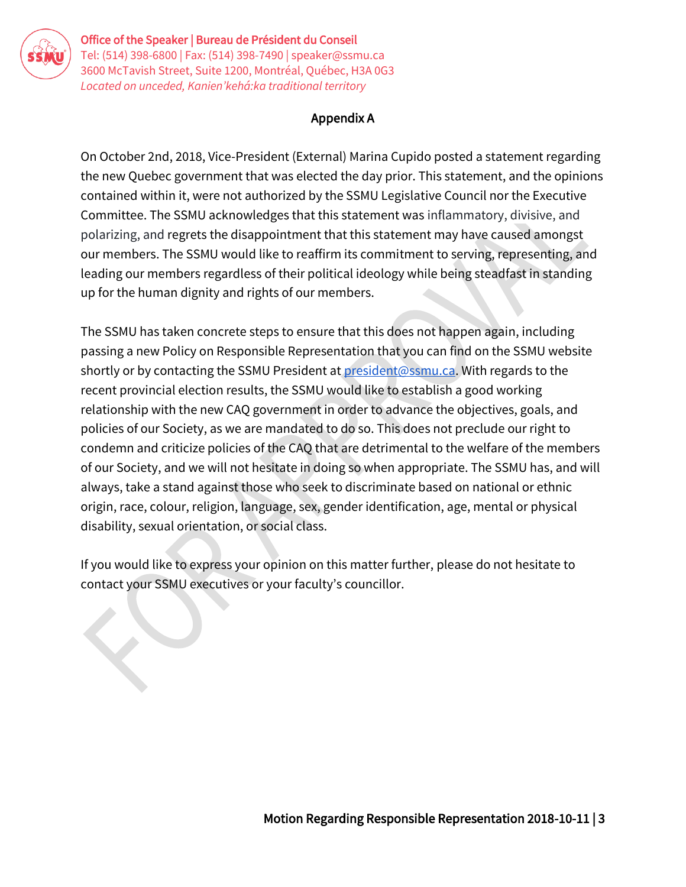## Appendix A

On October 2nd, 2018, Vice-President (External) Marina Cupido posted a statement regarding the new Quebec government that was elected the day prior. This statement, and the opinions contained within it, were not authorized by the SSMU Legislative Council nor the Executive Committee. The SSMU acknowledges that this statement was inflammatory, divisive, and polarizing, and regrets the disappointment that this statement may have caused amongst our members. The SSMU would like to reaffirm its commitment to serving, representing, and leading our members regardless of their political ideology while being steadfast in standing up for the human dignity and rights of our members.

The SSMU has taken concrete steps to ensure that this does not happen again, including passing a new Policy on Responsible Representation that you can find on the SSMU website shortly or by contacting the SSMU President at president@ssmu.ca. With regards to the recent provincial election results, the SSMU would like to establish a good working relationship with the new CAQ government in order to advance the objectives, goals, and policies of our Society, as we are mandated to do so. This does not preclude our right to condemn and criticize policies of the CAQ that are detrimental to the welfare of the members of our Society, and we will not hesitate in doing so when appropriate. The SSMU has, and will always, take a stand against those who seek to discriminate based on national or ethnic origin, race, colour, religion, language, sex, gender identification, age, mental or physical disability, sexual orientation, or social class.

If you would like to express your opinion on this matter further, please do not hesitate to contact your SSMU executives or your faculty's councillor.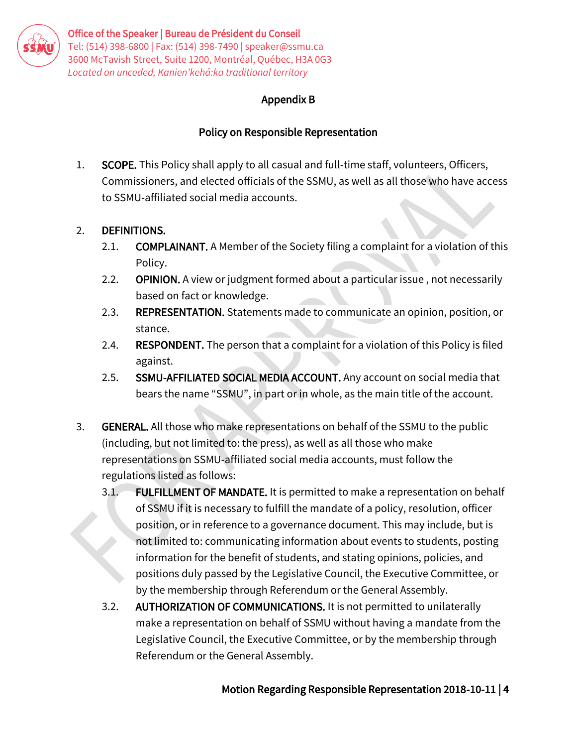## Appendix B

## Policy on Responsible Representation

1. **SCOPE.** This Policy shall apply to all casual and full-time staff, volunteers, Officers, Commissioners, and elected officials of the SSMU, as well as all those who have access to SSMU-affiliated social media accounts.

2. **DEFINITIONS.**
   - 2.1. **COMPLAINANT.** A Member of the Society filing a complaint for a violation of this Policy.
   - 2.2. **OPINION.** A view or judgment formed about a particular issue , not necessarily based on fact or knowledge.
   - 2.3. **REPRESENTATION.** Statements made to communicate an opinion, position, or stance.
   - 2.4. **RESPONDENT.** The person that a complaint for a violation of this Policy is filed against.
   - 2.5. **SSMU-AFFILIATED SOCIAL MEDIA ACCOUNT.** Any account on social media that bears the name "SSMU", in part or in whole, as the main title of the account.

3. **GENERAL.** All those who make representations on behalf of the SSMU to the public (including, but not limited to: the press), as well as all those who make representations on SSMU-affiliated social media accounts, must follow the regulations listed as follows:
   - 3.1. **FULFILLMENT OF MANDATE.** It is permitted to make a representation on behalf of SSMU if it is necessary to fulfill the mandate of a policy, resolution, officer position, or in reference to a governance document. This may include, but is not limited to: communicating information about events to students, posting information for the benefit of students, and stating opinions, policies, and positions duly passed by the Legislative Council, the Executive Committee, or by the membership through Referendum or the General Assembly.
   - 3.2. **AUTHORIZATION OF COMMUNICATIONS.** It is not permitted to unilaterally make a representation on behalf of SSMU without having a mandate from the Legislative Council, the Executive Committee, or by the membership through Referendum or the General Assembly.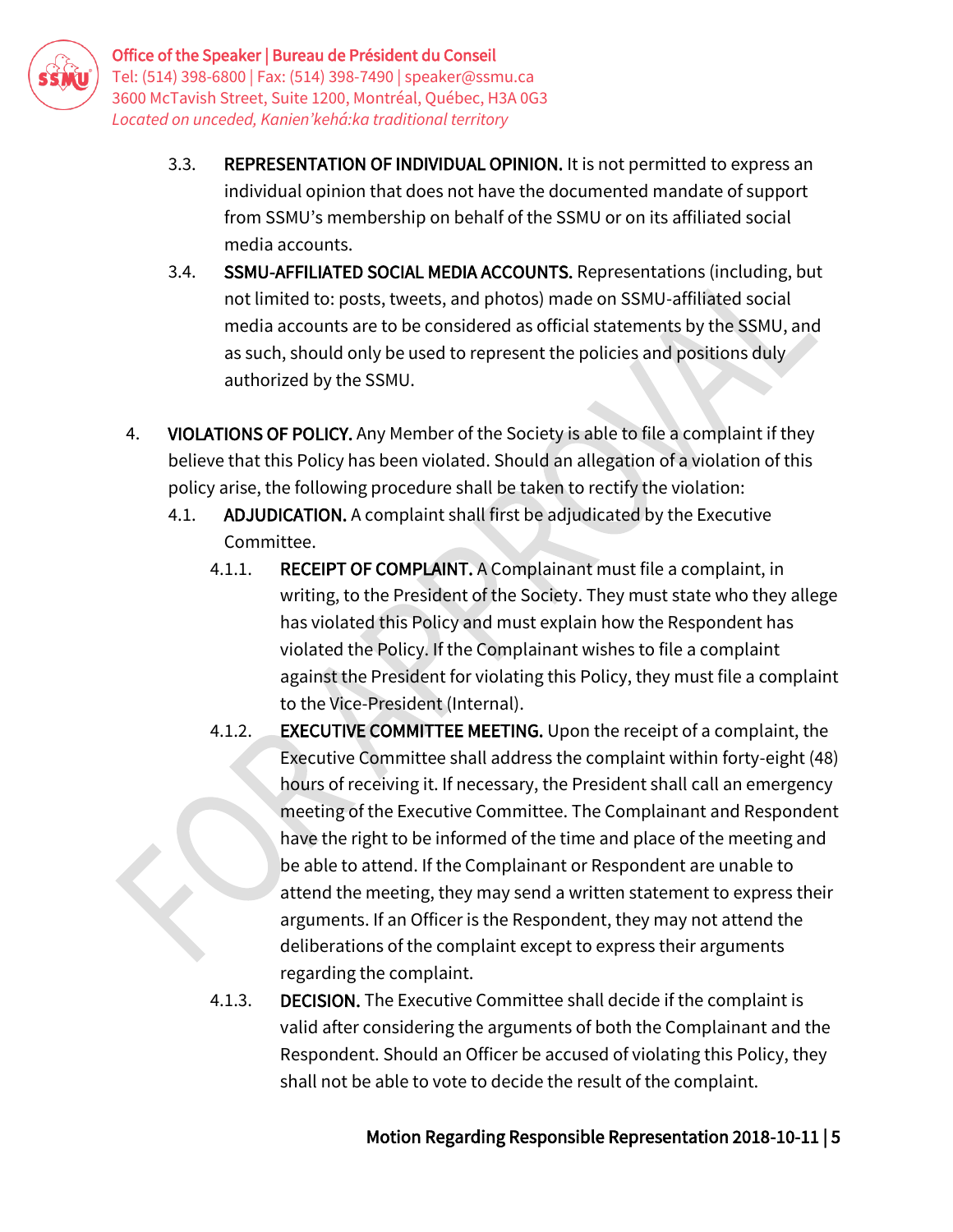3.3. **REPRESENTATION OF INDIVIDUAL OPINION.** It is not permitted to express an individual opinion that does not have the documented mandate of support from SSMU's membership on behalf of the SSMU or on its affiliated social media accounts.

3.4. **SSMU-AFFILIATED SOCIAL MEDIA ACCOUNTS.** Representations (including, but not limited to: posts, tweets, and photos) made on SSMU-affiliated social media accounts are to be considered as official statements by the SSMU, and as such, should only be used to represent the policies and positions duly authorized by the SSMU.

4. **VIOLATIONS OF POLICY.** Any Member of the Society is able to file a complaint if they believe that this Policy has been violated. Should an allegation of a violation of this policy arise, the following procedure shall be taken to rectify the violation:

4.1. **ADJUDICATION.** A complaint shall first be adjudicated by the Executive Committee.

4.1.1. **RECEIPT OF COMPLAINT.** A Complainant must file a complaint, in writing, to the President of the Society. They must state who they allege has violated this Policy and must explain how the Respondent has violated the Policy. If the Complainant wishes to file a complaint against the President for violating this Policy, they must file a complaint to the Vice-President (Internal).

4.1.2. **EXECUTIVE COMMITTEE MEETING.** Upon the receipt of a complaint, the Executive Committee shall address the complaint within forty-eight (48) hours of receiving it. If necessary, the President shall call an emergency meeting of the Executive Committee. The Complainant and Respondent have the right to be informed of the time and place of the meeting and be able to attend. If the Complainant or Respondent are unable to attend the meeting, they may send a written statement to express their arguments. If an Officer is the Respondent, they may not attend the deliberations of the complaint except to express their arguments regarding the complaint.

4.1.3. **DECISION.** The Executive Committee shall decide if the complaint is valid after considering the arguments of both the Complainant and the Respondent. Should an Officer be accused of violating this Policy, they shall not be able to vote to decide the result of the complaint.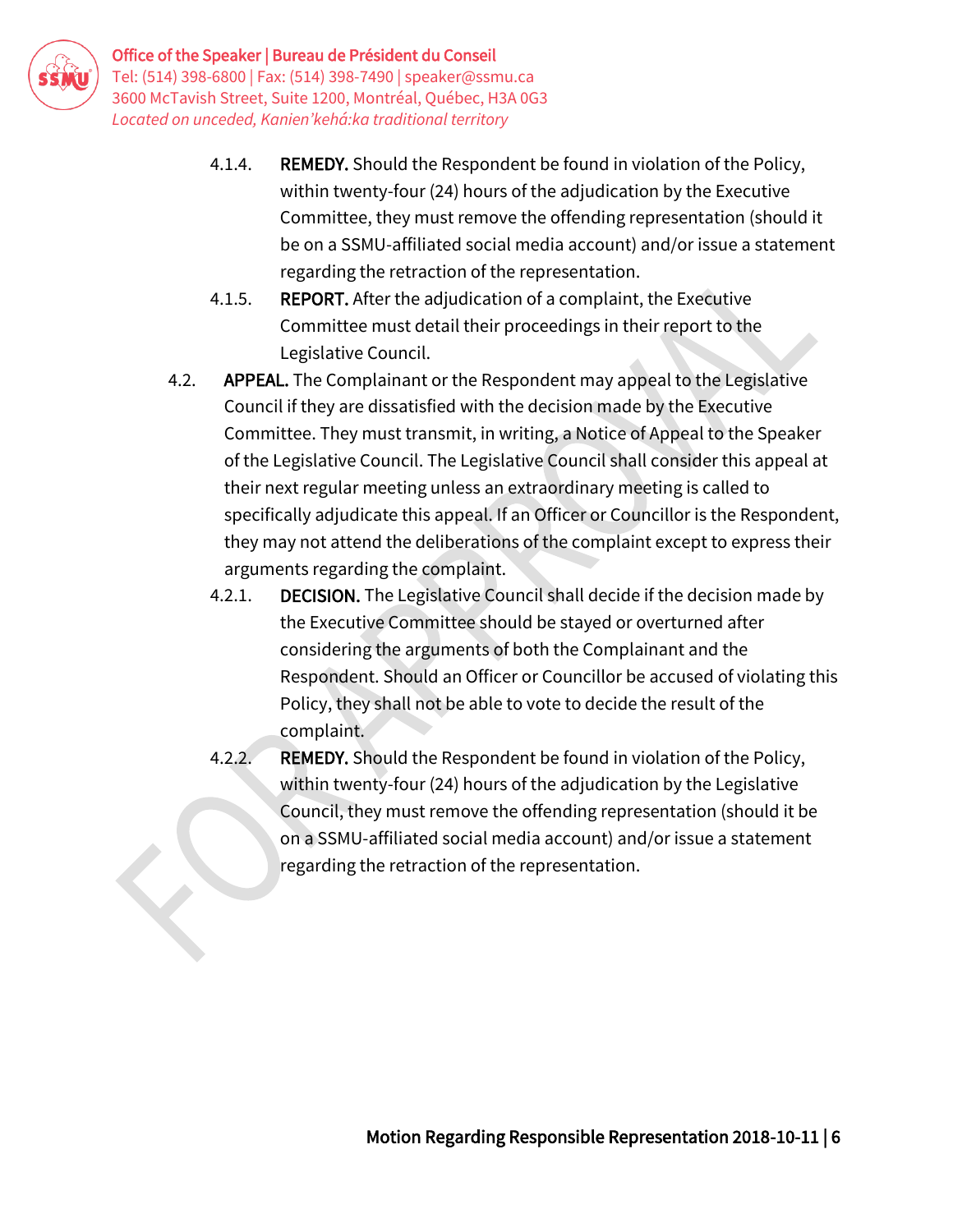4.1.4. **REMEDY.** Should the Respondent be found in violation of the Policy, within twenty-four (24) hours of the adjudication by the Executive Committee, they must remove the offending representation (should it be on a SSMU-affiliated social media account) and/or issue a statement regarding the retraction of the representation.

4.1.5. **REPORT.** After the adjudication of a complaint, the Executive Committee must detail their proceedings in their report to the Legislative Council.

4.2. **APPEAL.** The Complainant or the Respondent may appeal to the Legislative Council if they are dissatisfied with the decision made by the Executive Committee. They must transmit, in writing, a Notice of Appeal to the Speaker of the Legislative Council. The Legislative Council shall consider this appeal at their next regular meeting unless an extraordinary meeting is called to specifically adjudicate this appeal. If an Officer or Councillor is the Respondent, they may not attend the deliberations of the complaint except to express their arguments regarding the complaint.

4.2.1. **DECISION.** The Legislative Council shall decide if the decision made by the Executive Committee should be stayed or overturned after considering the arguments of both the Complainant and the Respondent. Should an Officer or Councillor be accused of violating this Policy, they shall not be able to vote to decide the result of the complaint.

4.2.2. **REMEDY.** Should the Respondent be found in violation of the Policy, within twenty-four (24) hours of the adjudication by the Legislative Council, they must remove the offending representation (should it be on a SSMU-affiliated social media account) and/or issue a statement regarding the retraction of the representation.